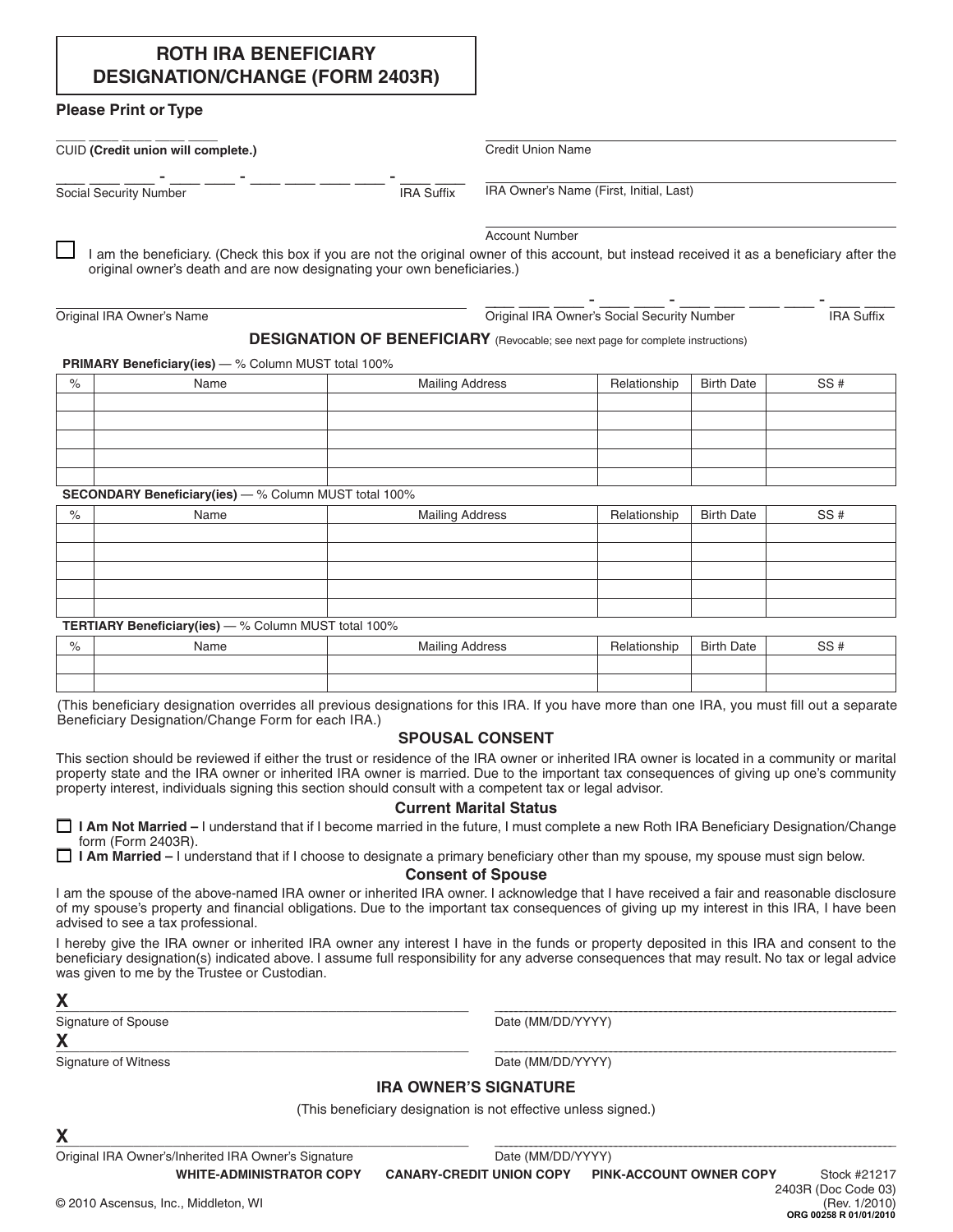# ROTH IRA BENEFICIARY DESIGNATION/CHANGE (FORM 2403R)

**Please Print or Type**

____ ____ ____ ____ ____
CUID **(Credit union will complete.)**

Credit Union Name

____ ____ ____ - ____ ____ - ____ ____ ____ ____ - ____ ____
Social Security Number IRA Suffix

IRA Owner's Name (First, Initial, Last)

Account Number

☐ I am the beneficiary. (Check this box if you are not the original owner of this account, but instead received it as a beneficiary after the original owner's death and are now designating your own beneficiaries.)

Original IRA Owner's Name

____ ____ ____ - ____ ____ - ____ ____ ____ ____ - ____ ____
Original IRA Owner's Social Security Number IRA Suffix

## DESIGNATION OF BENEFICIARY (Revocable; see next page for complete instructions)

**PRIMARY Beneficiary(ies)** — % Column MUST total 100%

| % | Name | Mailing Address | Relationship | Birth Date | SS # |
|---|---|---|---|---|---|
| | | | | | |
| | | | | | |
| | | | | | |
| | | | | | |
| | | | | | |

**SECONDARY Beneficiary(ies)** — % Column MUST total 100%

| % | Name | Mailing Address | Relationship | Birth Date | SS # |
|---|---|---|---|---|---|
| | | | | | |
| | | | | | |
| | | | | | |
| | | | | | |
| | | | | | |

**TERTIARY Beneficiary(ies)** — % Column MUST total 100%

| % | Name | Mailing Address | Relationship | Birth Date | SS # |
|---|---|---|---|---|---|
| | | | | | |
| | | | | | |

(This beneficiary designation overrides all previous designations for this IRA. If you have more than one IRA, you must fill out a separate Beneficiary Designation/Change Form for each IRA.)

## SPOUSAL CONSENT

This section should be reviewed if either the trust or residence of the IRA owner or inherited IRA owner is located in a community or marital property state and the IRA owner or inherited IRA owner is married. Due to the important tax consequences of giving up one's community property interest, individuals signing this section should consult with a competent tax or legal advisor.

### Current Marital Status

☐ **I Am Not Married –** I understand that if I become married in the future, I must complete a new Roth IRA Beneficiary Designation/Change form (Form 2403R).

☐ **I Am Married –** I understand that if I choose to designate a primary beneficiary other than my spouse, my spouse must sign below.

### Consent of Spouse

I am the spouse of the above-named IRA owner or inherited IRA owner. I acknowledge that I have received a fair and reasonable disclosure of my spouse's property and financial obligations. Due to the important tax consequences of giving up my interest in this IRA, I have been advised to see a tax professional.

I hereby give the IRA owner or inherited IRA owner any interest I have in the funds or property deposited in this IRA and consent to the beneficiary designation(s) indicated above. I assume full responsibility for any adverse consequences that may result. No tax or legal advice was given to me by the Trustee or Custodian.

**X** ______________________________________ ______________________________________
Signature of Spouse Date (MM/DD/YYYY)

**X** ______________________________________ ______________________________________
Signature of Witness Date (MM/DD/YYYY)

## IRA OWNER'S SIGNATURE

(This beneficiary designation is not effective unless signed.)

**X** ______________________________________ ______________________________________
Original IRA Owner's/Inherited IRA Owner's Signature Date (MM/DD/YYYY)

**WHITE-ADMINISTRATOR COPY** **CANARY-CREDIT UNION COPY** **PINK-ACCOUNT OWNER COPY** Stock #21217

2403R (Doc Code 03)
(Rev. 1/2010)
**ORG 00258 R 01/01/2010**

© 2010 Ascensus, Inc., Middleton, WI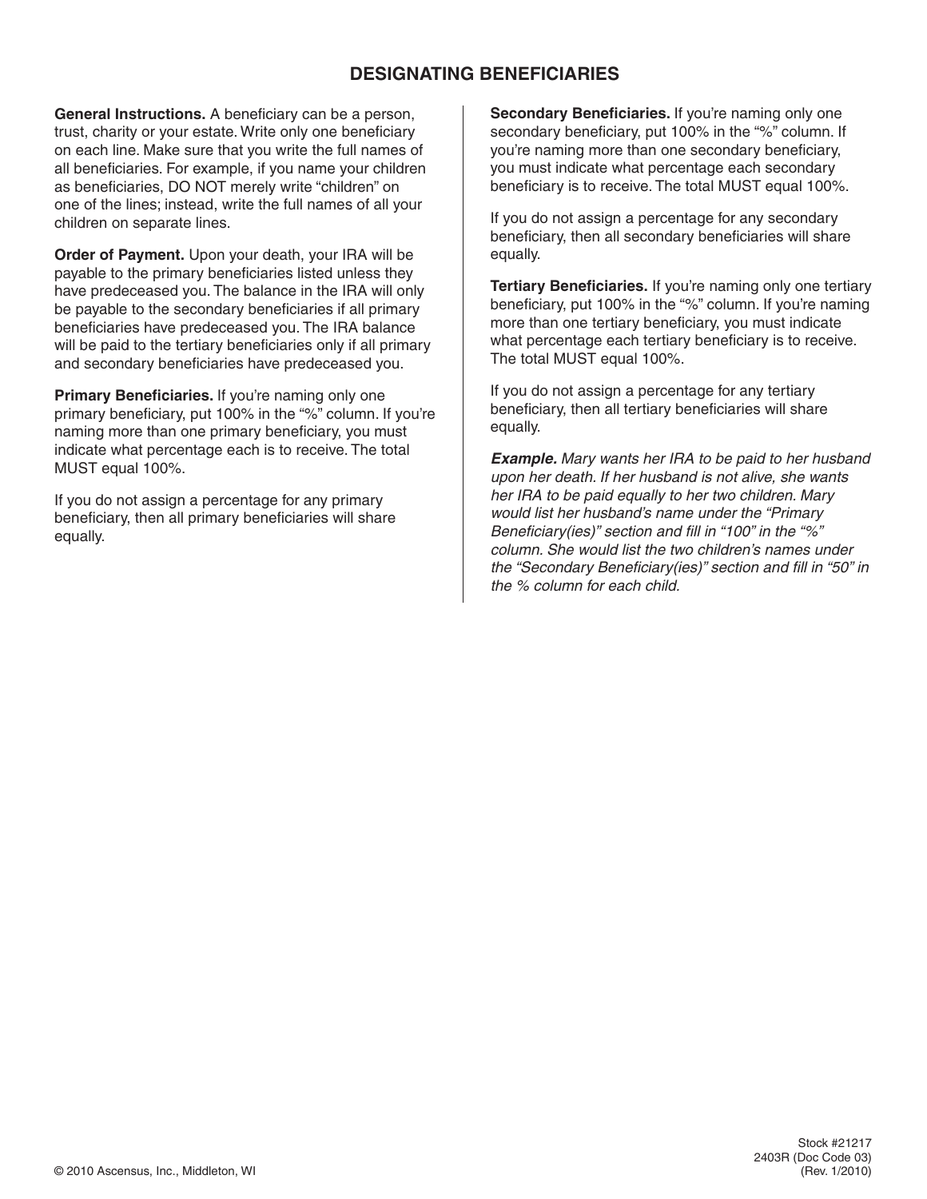## DESIGNATING BENEFICIARIES

**General Instructions.** A beneficiary can be a person, trust, charity or your estate. Write only one beneficiary on each line. Make sure that you write the full names of all beneficiaries. For example, if you name your children as beneficiaries, DO NOT merely write "children" on one of the lines; instead, write the full names of all your children on separate lines.

**Order of Payment.** Upon your death, your IRA will be payable to the primary beneficiaries listed unless they have predeceased you. The balance in the IRA will only be payable to the secondary beneficiaries if all primary beneficiaries have predeceased you. The IRA balance will be paid to the tertiary beneficiaries only if all primary and secondary beneficiaries have predeceased you.

**Primary Beneficiaries.** If you're naming only one primary beneficiary, put 100% in the "%" column. If you're naming more than one primary beneficiary, you must indicate what percentage each is to receive. The total MUST equal 100%.

If you do not assign a percentage for any primary beneficiary, then all primary beneficiaries will share equally.

**Secondary Beneficiaries.** If you're naming only one secondary beneficiary, put 100% in the "%" column. If you're naming more than one secondary beneficiary, you must indicate what percentage each secondary beneficiary is to receive. The total MUST equal 100%.

If you do not assign a percentage for any secondary beneficiary, then all secondary beneficiaries will share equally.

**Tertiary Beneficiaries.** If you're naming only one tertiary beneficiary, put 100% in the "%" column. If you're naming more than one tertiary beneficiary, you must indicate what percentage each tertiary beneficiary is to receive. The total MUST equal 100%.

If you do not assign a percentage for any tertiary beneficiary, then all tertiary beneficiaries will share equally.

***Example.*** *Mary wants her IRA to be paid to her husband upon her death. If her husband is not alive, she wants her IRA to be paid equally to her two children. Mary would list her husband's name under the "Primary Beneficiary(ies)" section and fill in "100" in the "%" column. She would list the two children's names under the "Secondary Beneficiary(ies)" section and fill in "50" in the % column for each child.*

© 2010 Ascensus, Inc., Middleton, WI

Stock #21217
2403R (Doc Code 03)
(Rev. 1/2010)